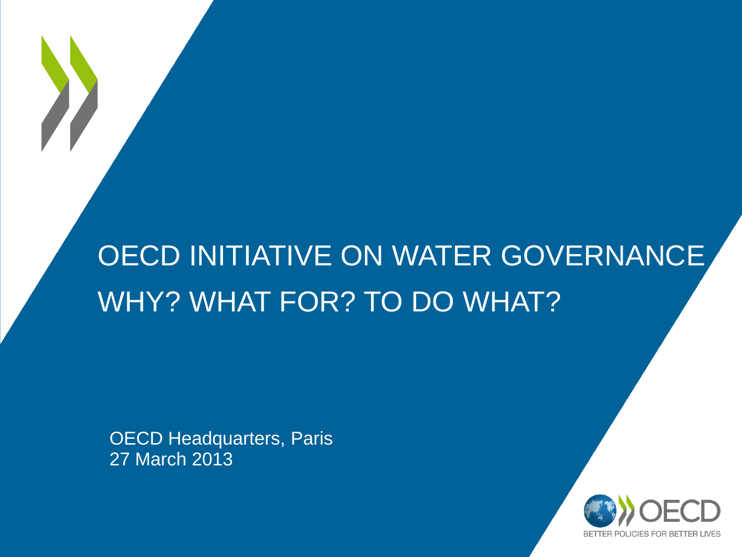# OECD INITIATIVE ON WATER GOVERNANCE

## WHY? WHAT FOR? TO DO WHAT?

OECD Headquarters, Paris
27 March 2013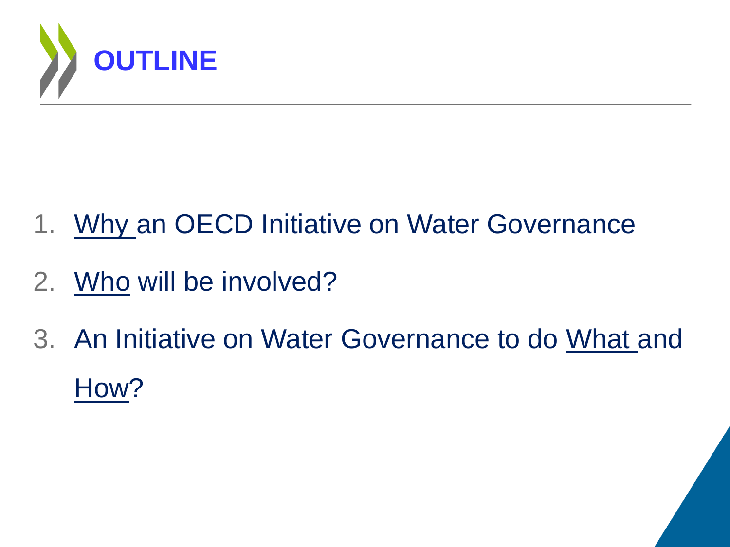# OUTLINE

1. <u>Why</u> an OECD Initiative on Water Governance
2. <u>Who</u> will be involved?
3. An Initiative on Water Governance to do <u>What</u> and <u>How</u>?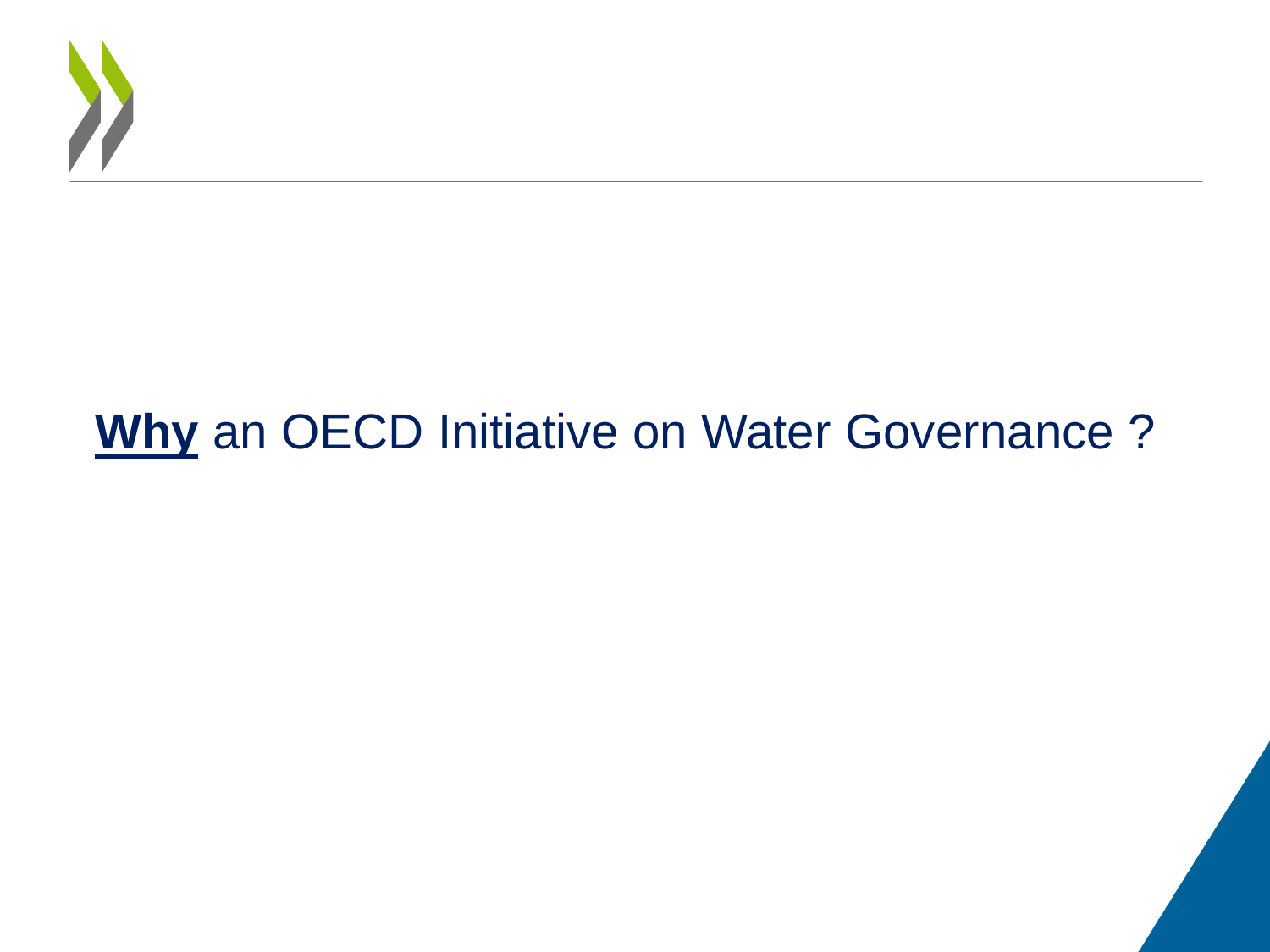# **Why** an OECD Initiative on Water Governance ?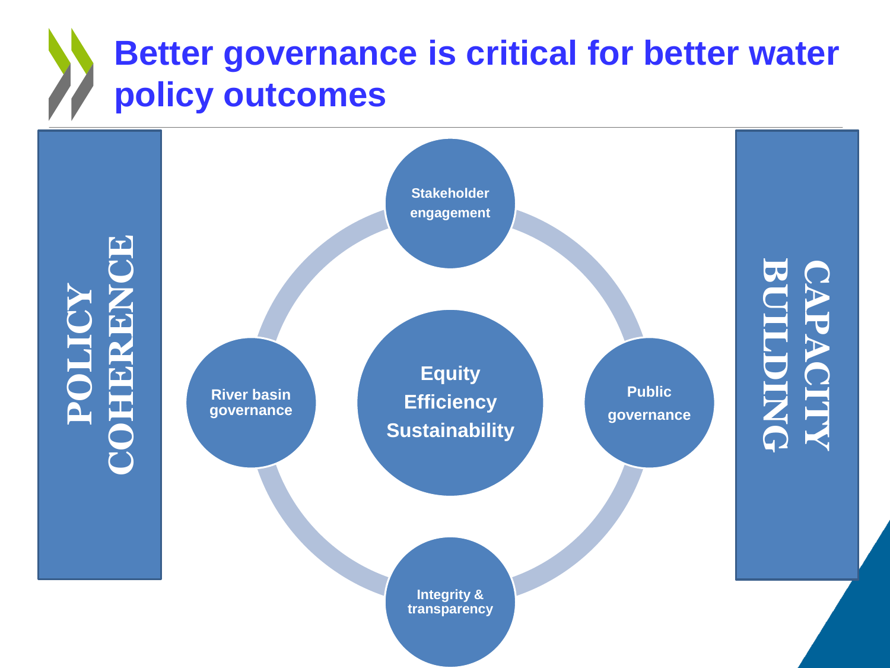# Better governance is critical for better water policy outcomes

POLICY COHERENCE

Stakeholder engagement

River basin governance

Equity
Efficiency
Sustainability

Public governance

Integrity & transparency

CAPACITY BUILDING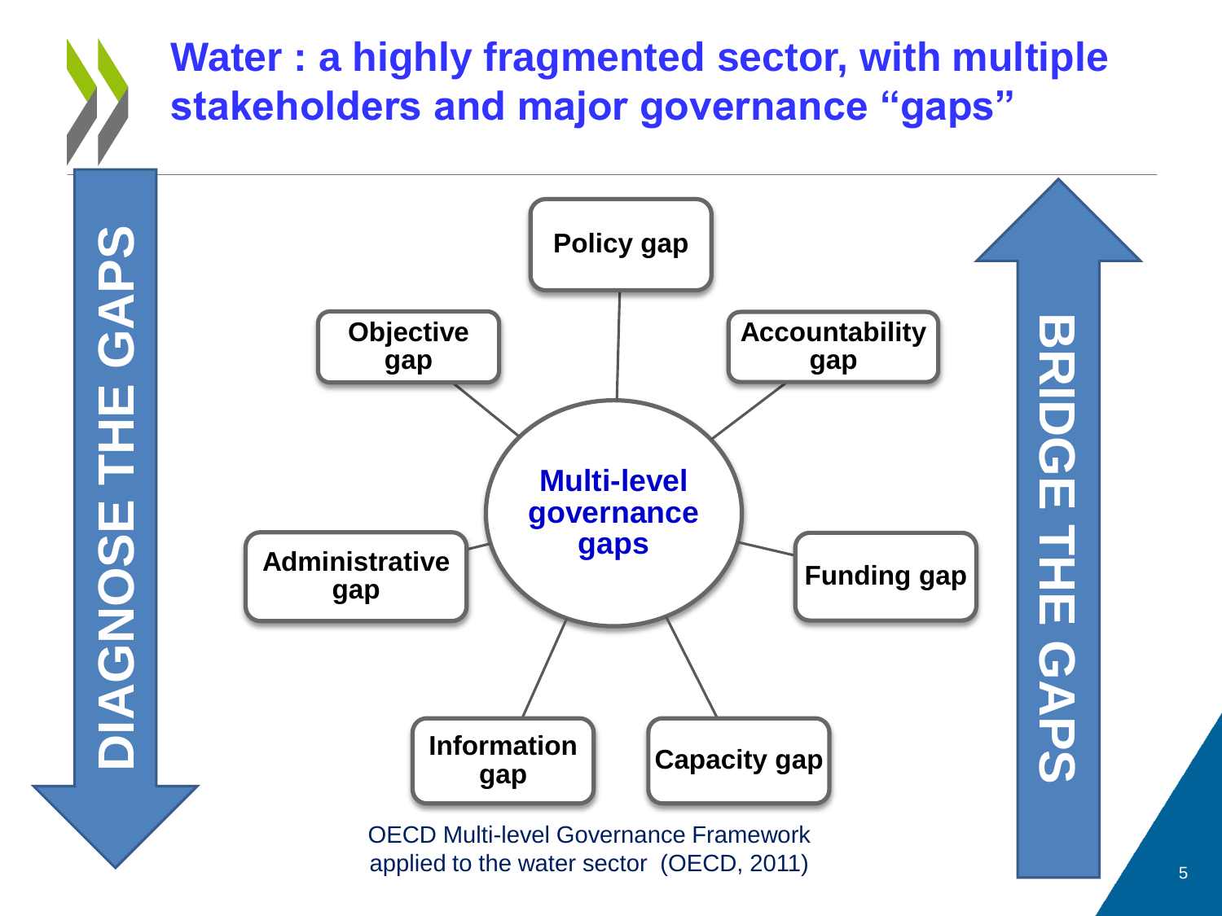# Water : a highly fragmented sector, with multiple stakeholders and major governance "gaps"

DIAGNOSE THE GAPS

**Multi-level governance gaps**

- Policy gap
- Accountability gap
- Funding gap
- Capacity gap
- Information gap
- Administrative gap
- Objective gap

BRIDGE THE GAPS

OECD Multi-level Governance Framework applied to the water sector (OECD, 2011)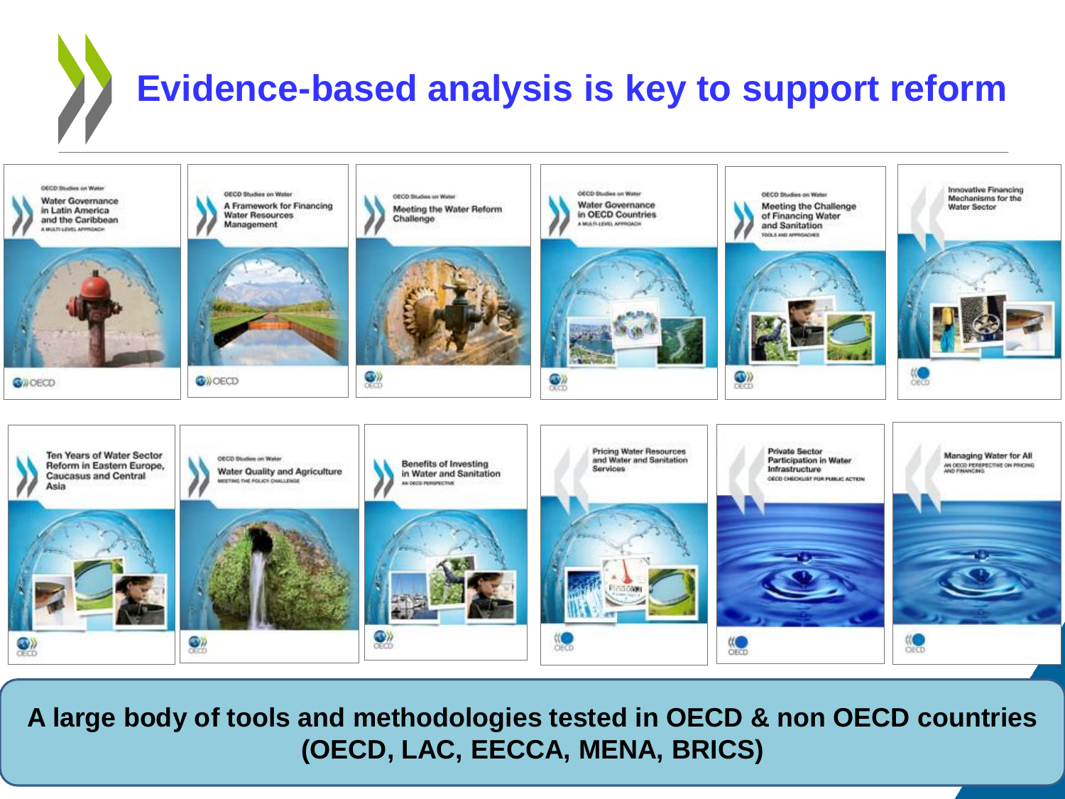# Evidence-based analysis is key to support reform

OECD Studies on Water — Water Governance in Latin America and the Caribbean — A Multi-Level Approach

OECD Studies on Water — A Framework for Financing Water Resources Management

OECD Studies on Water — Meeting the Water Reform Challenge

OECD Studies on Water — Water Governance in OECD Countries — A Multi-Level Approach

OECD Studies on Water — Meeting the Challenge of Financing Water and Sanitation — Tools and Approaches

Innovative Financing Mechanisms for the Water Sector

Ten Years of Water Sector Reform in Eastern Europe, Caucasus and Central Asia

OECD Studies on Water — Water Quality and Agriculture — Meeting the Policy Challenge

Benefits of Investing in Water and Sanitation — An OECD Perspective

Pricing Water Resources and Water and Sanitation Services

Private Sector Participation in Water Infrastructure — OECD Checklist for Public Action

Managing Water for All — An OECD Perspective on Pricing and Financing

**A large body of tools and methodologies tested in OECD & non OECD countries (OECD, LAC, EECCA, MENA, BRICS)**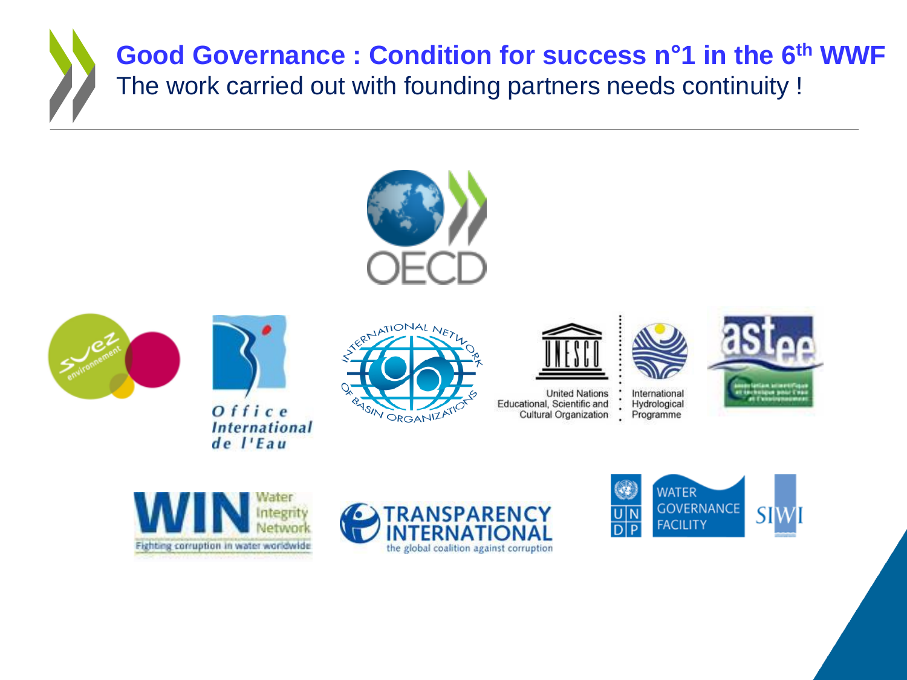# Good Governance : Condition for success n°1 in the 6$^{th}$ WWF

The work carried out with founding partners needs continuity !

OECD

suez environnement

Office International de l'Eau

International Network of Basin Organizations

UNESCO — United Nations Educational, Scientific and Cultural Organization

International Hydrological Programme

astee — association scientifique et technique pour l'eau et l'environnement

WIN Water Integrity Network — Fighting corruption in water worldwide

TRANSPARENCY INTERNATIONAL — the global coalition against corruption

UNDP WATER GOVERNANCE FACILITY

SIWI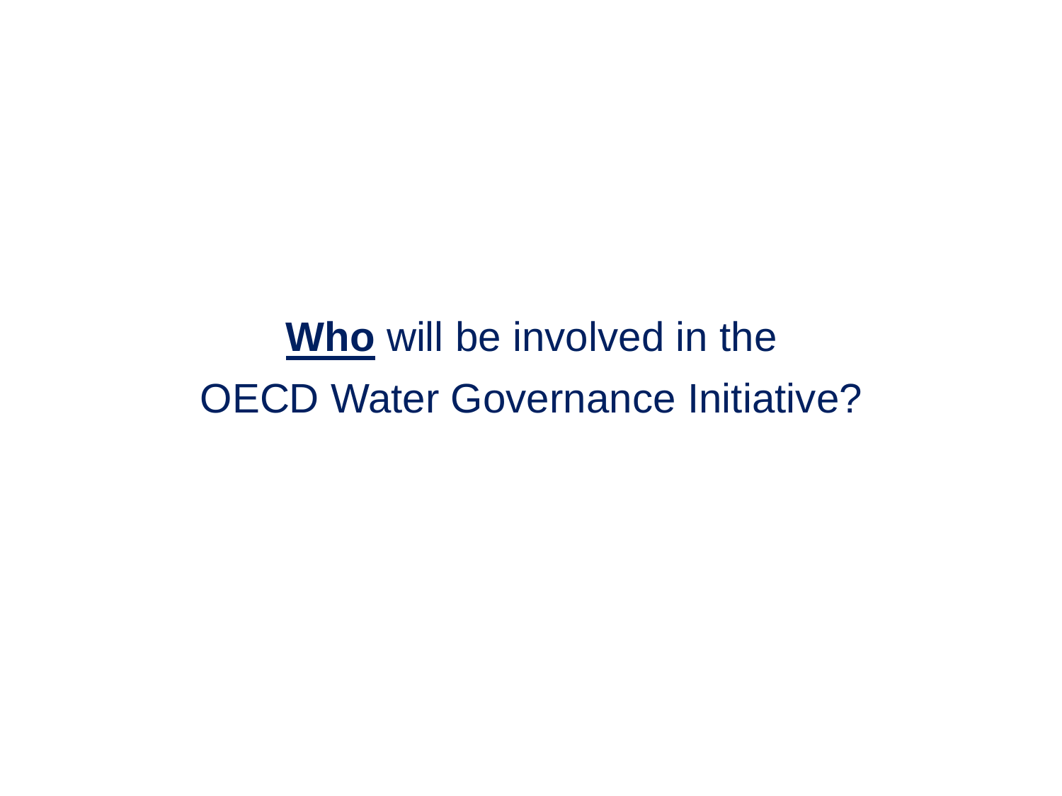# **<u>Who</u>** will be involved in the OECD Water Governance Initiative?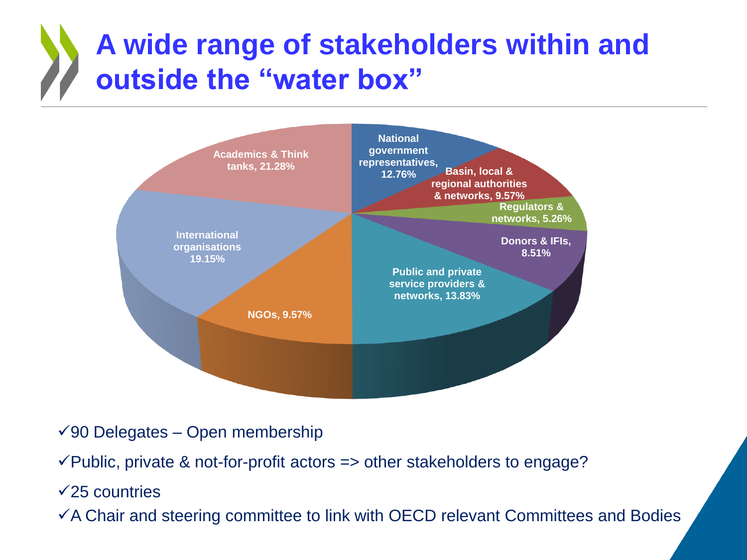# A wide range of stakeholders within and outside the "water box"

| Stakeholder | Share |
| --- | --- |
| National government representatives | 12.76% |
| Basin, local & regional authorities & networks | 9.57% |
| Regulators & networks | 5.26% |
| Donors & IFIs | 8.51% |
| Public and private service providers & networks | 13.83% |
| NGOs | 9.57% |
| International organisations | 19.15% |
| Academics & Think tanks | 21.28% |

- ✓90 Delegates – Open membership
- ✓Public, private & not-for-profit actors => other stakeholders to engage?
- ✓25 countries
- ✓A Chair and steering committee to link with OECD relevant Committees and Bodies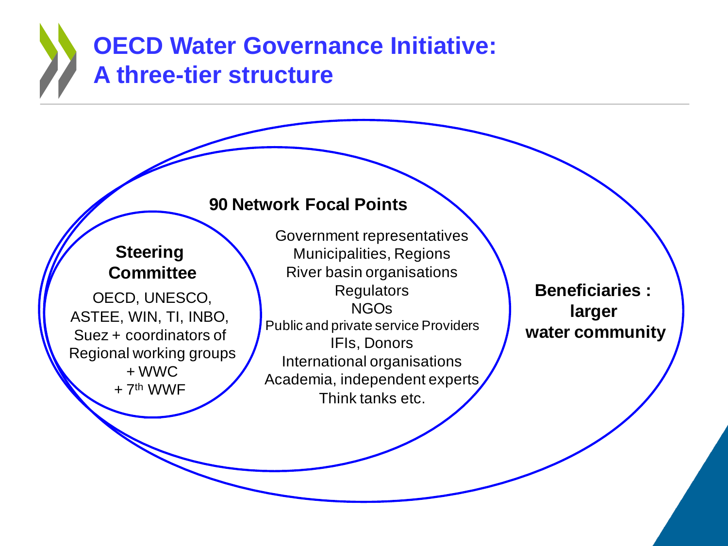# OECD Water Governance Initiative: A three-tier structure

**Steering Committee**

OECD, UNESCO, ASTEE, WIN, TI, INBO, Suez + coordinators of Regional working groups + WWC + 7th WWF

**90 Network Focal Points**

Government representatives
Municipalities, Regions
River basin organisations
Regulators
NGOs
Public and private service Providers
IFIs, Donors
International organisations
Academia, independent experts
Think tanks etc.

**Beneficiaries : larger water community**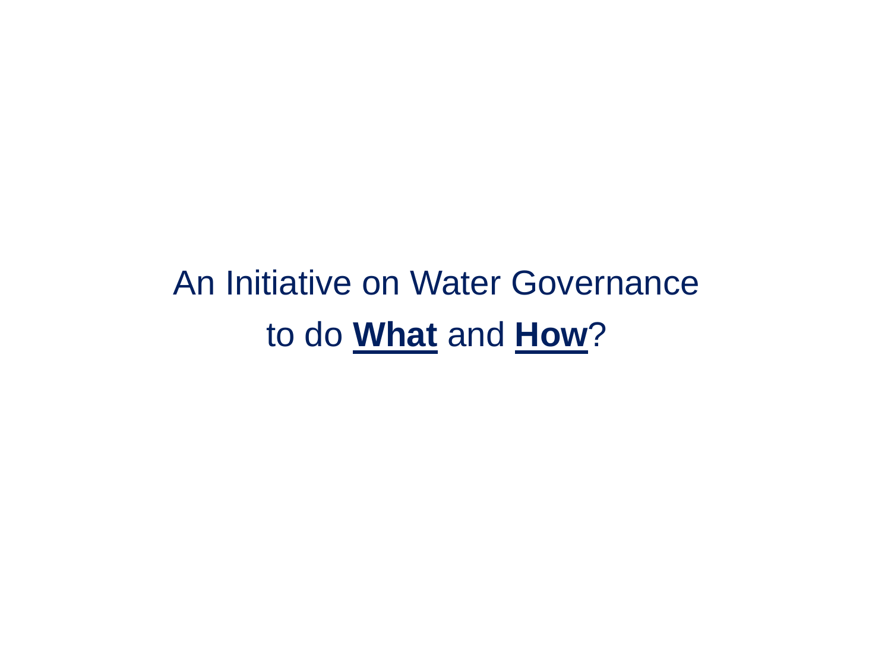An Initiative on Water Governance

to do **What** and **How**?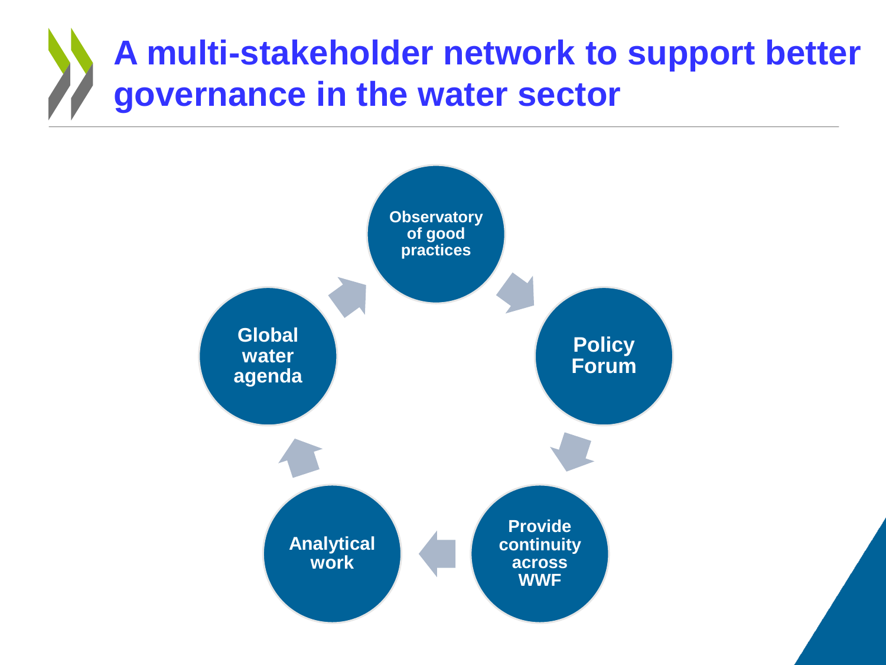# A multi-stakeholder network to support better governance in the water sector

- Observatory of good practices
- Policy Forum
- Provide continuity across WWF
- Analytical work
- Global water agenda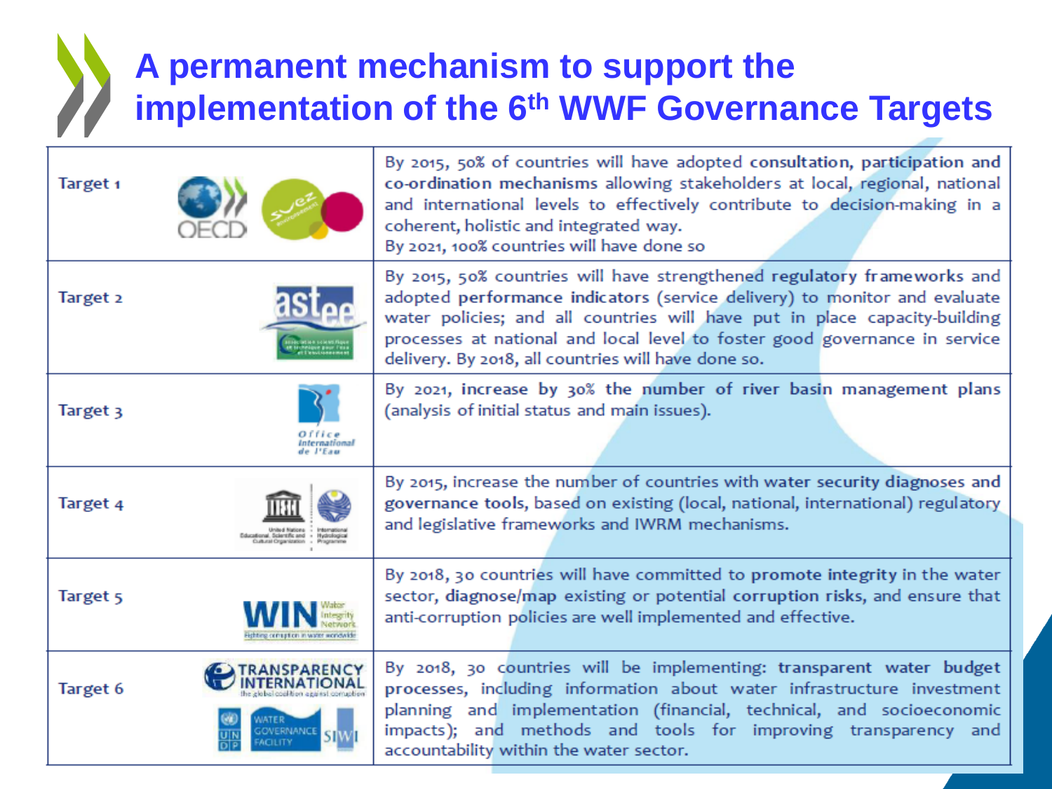# A permanent mechanism to support the implementation of the 6th WWF Governance Targets

| Target | Description |
| --- | --- |
| Target 1 | By 2015, 50% of countries will have adopted **consultation, participation and co-ordination mechanisms** allowing stakeholders at local, regional, national and international levels to effectively contribute to decision-making in a coherent, holistic and integrated way. By 2021, 100% countries will have done so |
| Target 2 | By 2015, 50% countries will have strengthened **regulatory frameworks** and adopted **performance indicators** (service delivery) to monitor and evaluate water policies; and all countries will have put in place capacity-building processes at national and local level to foster good governance in service delivery. By 2018, all countries will have done so. |
| Target 3 | By 2021, **increase by 30% the number of river basin management plans** (analysis of initial status and main issues). |
| Target 4 | By 2015, increase the number of countries with **water security diagnoses** and **governance tools**, based on existing (local, national, international) regulatory and legislative frameworks and IWRM mechanisms. |
| Target 5 | By 2018, 30 countries will have committed to **promote integrity** in the water sector, **diagnose/map** existing or potential **corruption risks**, and ensure that anti-corruption policies are well implemented and effective. |
| Target 6 | By 2018, 30 countries will be implementing: **transparent water budget processes**, including information about water infrastructure investment planning and implementation (financial, technical, and socioeconomic impacts); and methods and tools for improving transparency and accountability within the water sector. |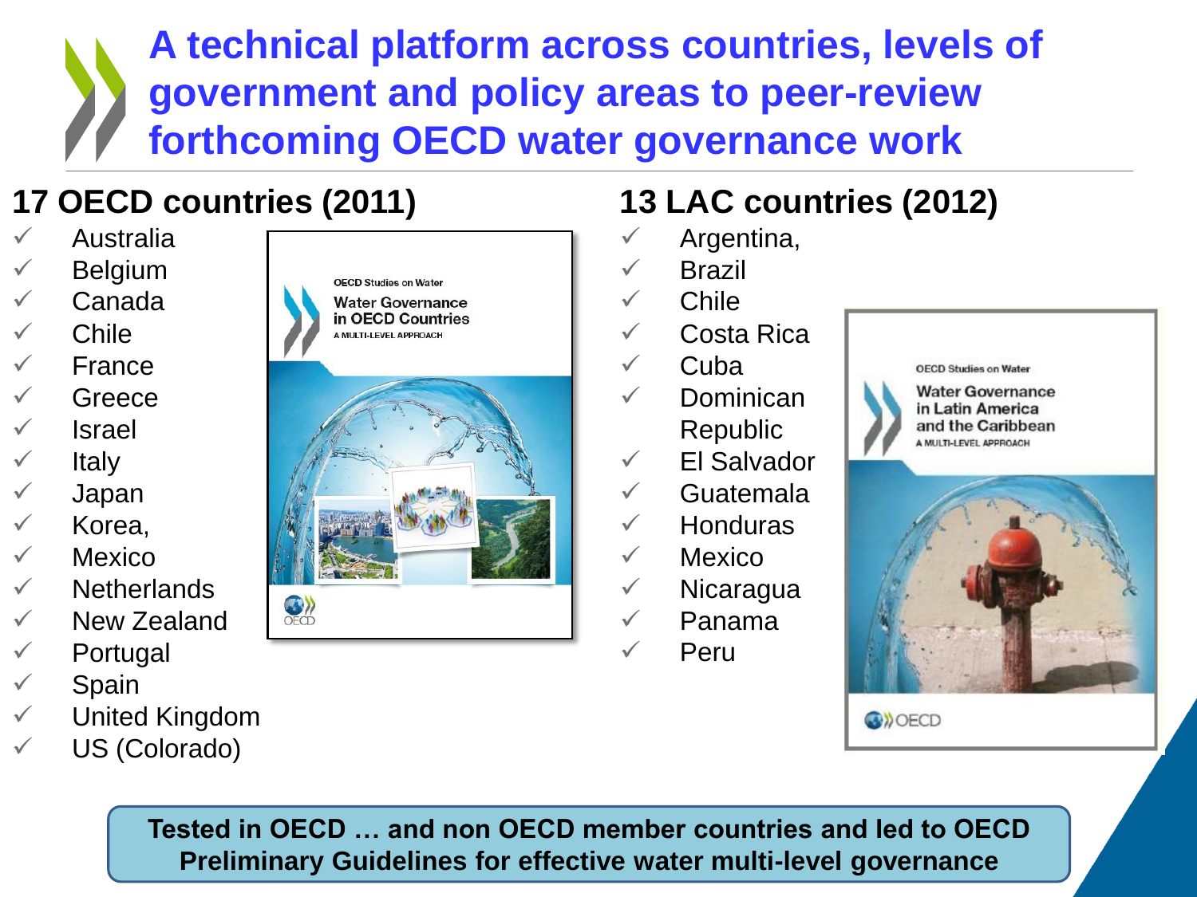# A technical platform across countries, levels of government and policy areas to peer-review forthcoming OECD water governance work

## 17 OECD countries (2011)

- ✓ Australia
- ✓ Belgium
- ✓ Canada
- ✓ Chile
- ✓ France
- ✓ Greece
- ✓ Israel
- ✓ Italy
- ✓ Japan
- ✓ Korea,
- ✓ Mexico
- ✓ Netherlands
- ✓ New Zealand
- ✓ Portugal
- ✓ Spain
- ✓ United Kingdom
- ✓ US (Colorado)

OECD Studies on Water
Water Governance in OECD Countries
A MULTI-LEVEL APPROACH

## 13 LAC countries (2012)

- ✓ Argentina,
- ✓ Brazil
- ✓ Chile
- ✓ Costa Rica
- ✓ Cuba
- ✓ Dominican Republic
- ✓ El Salvador
- ✓ Guatemala
- ✓ Honduras
- ✓ Mexico
- ✓ Nicaragua
- ✓ Panama
- ✓ Peru

OECD Studies on Water
Water Governance in Latin America and the Caribbean
A MULTI-LEVEL APPROACH

**Tested in OECD … and non OECD member countries and led to OECD Preliminary Guidelines for effective water multi-level governance**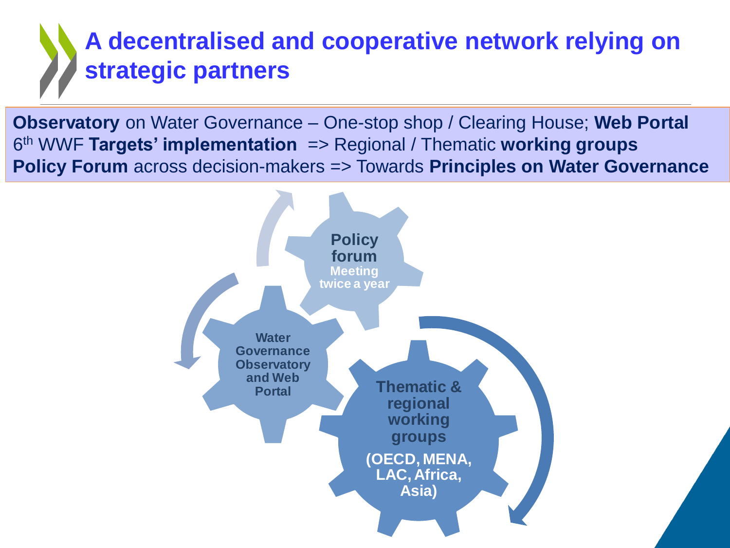# A decentralised and cooperative network relying on strategic partners

**Observatory** on Water Governance – One-stop shop / Clearing House; **Web Portal**
6th WWF **Targets' implementation** => Regional / Thematic **working groups**
**Policy Forum** across decision-makers => Towards **Principles on Water Governance**

**Policy forum**
Meeting twice a year

**Water Governance Observatory and Web Portal**

**Thematic & regional working groups**
**(OECD, MENA, LAC, Africa, Asia)**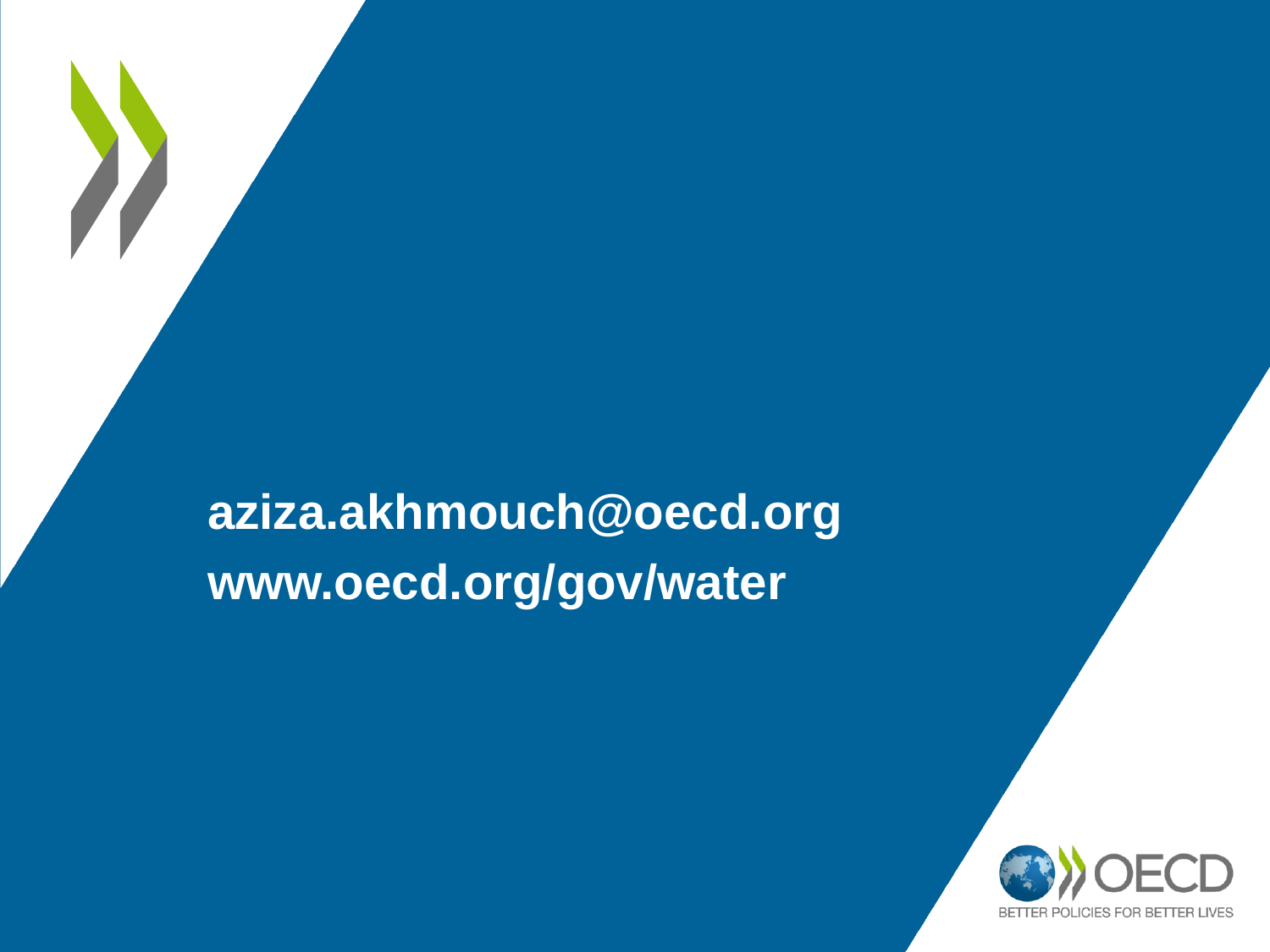**aziza.akhmouch@oecd.org**
**www.oecd.org/gov/water**

BETTER POLICIES FOR BETTER LIVES